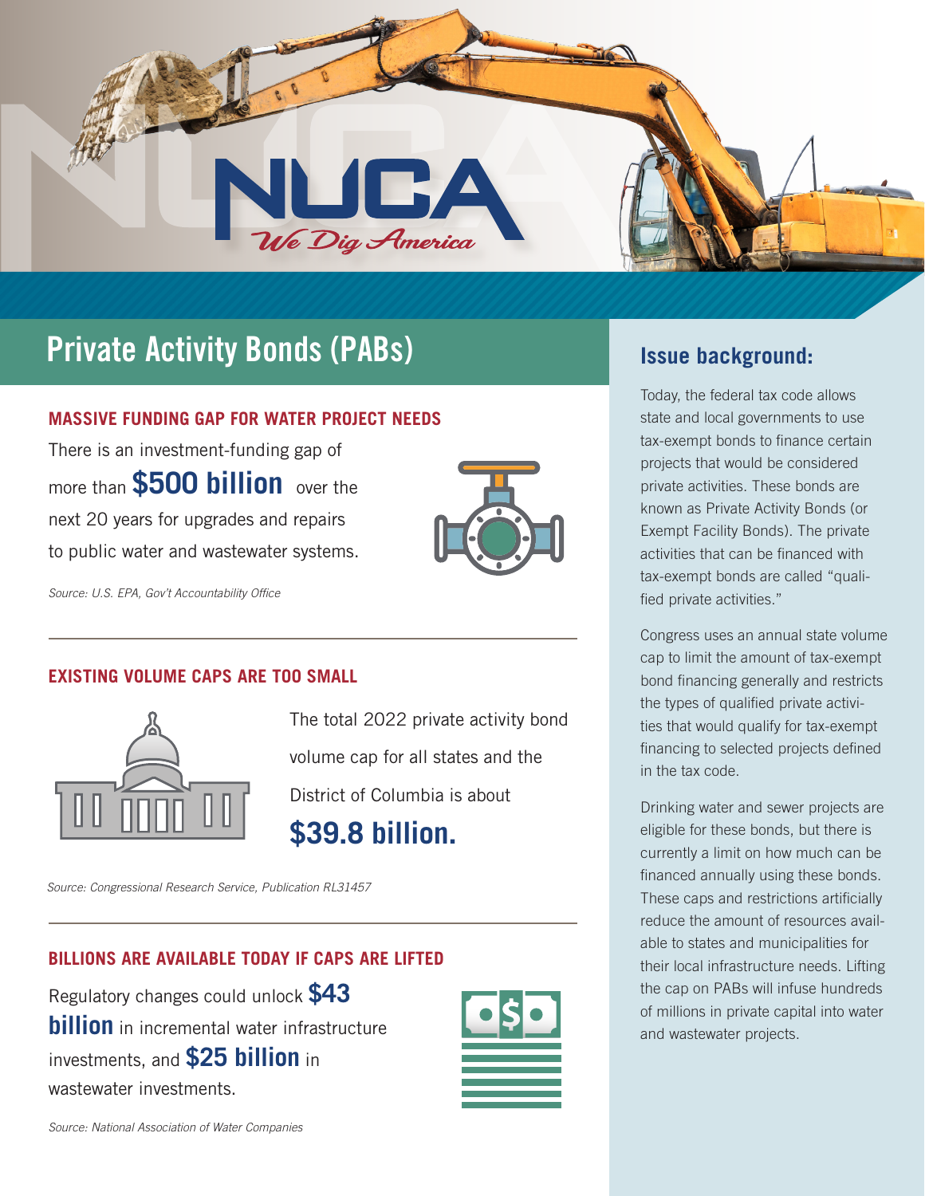NUCA

*We Dig America*

# Private Activity Bonds (PABs)

### MASSIVE FUNDING GAP FOR WATER PROJECT NEEDS

There is an investment-funding gap of more than **$500 billion** over the next 20 years for upgrades and repairs to public water and wastewater systems.

*Source: U.S. EPA, Gov't Accountability Office*

### EXISTING VOLUME CAPS ARE TOO SMALL

The total 2022 private activity bond volume cap for all states and the District of Columbia is about **$39.8 billion.**

*Source: Congressional Research Service, Publication RL31457*

### BILLIONS ARE AVAILABLE TODAY IF CAPS ARE LIFTED

Regulatory changes could unlock **$43 billion** in incremental water infrastructure investments, and **$25 billion** in wastewater investments.

*Source: National Association of Water Companies*

## Issue background:

Today, the federal tax code allows state and local governments to use tax-exempt bonds to finance certain projects that would be considered private activities. These bonds are known as Private Activity Bonds (or Exempt Facility Bonds). The private activities that can be financed with tax-exempt bonds are called "qualified private activities."

Congress uses an annual state volume cap to limit the amount of tax-exempt bond financing generally and restricts the types of qualified private activities that would qualify for tax-exempt financing to selected projects defined in the tax code.

Drinking water and sewer projects are eligible for these bonds, but there is currently a limit on how much can be financed annually using these bonds. These caps and restrictions artificially reduce the amount of resources available to states and municipalities for their local infrastructure needs. Lifting the cap on PABs will infuse hundreds of millions in private capital into water and wastewater projects.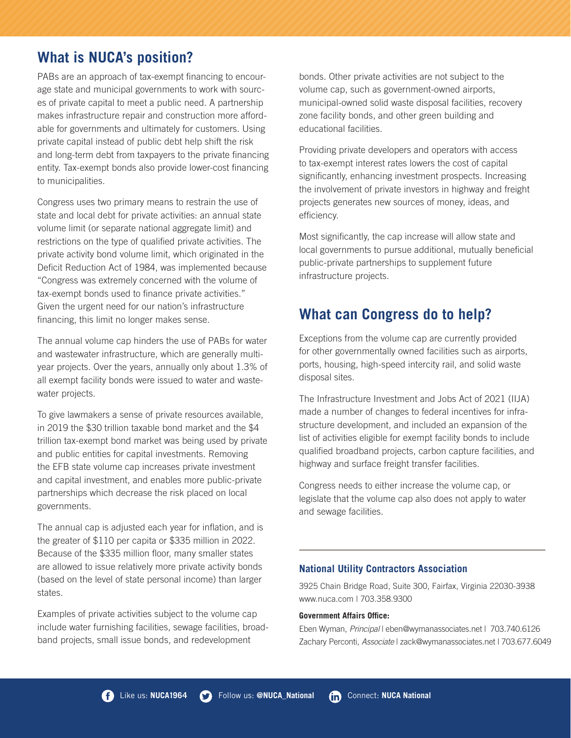## What is NUCA's position?

PABs are an approach of tax-exempt financing to encourage state and municipal governments to work with sources of private capital to meet a public need. A partnership makes infrastructure repair and construction more affordable for governments and ultimately for customers. Using private capital instead of public debt help shift the risk and long-term debt from taxpayers to the private financing entity. Tax-exempt bonds also provide lower-cost financing to municipalities.

Congress uses two primary means to restrain the use of state and local debt for private activities: an annual state volume limit (or separate national aggregate limit) and restrictions on the type of qualified private activities. The private activity bond volume limit, which originated in the Deficit Reduction Act of 1984, was implemented because "Congress was extremely concerned with the volume of tax-exempt bonds used to finance private activities." Given the urgent need for our nation's infrastructure financing, this limit no longer makes sense.

The annual volume cap hinders the use of PABs for water and wastewater infrastructure, which are generally multi-year projects. Over the years, annually only about 1.3% of all exempt facility bonds were issued to water and wastewater projects.

To give lawmakers a sense of private resources available, in 2019 the $30 trillion taxable bond market and the $4 trillion tax-exempt bond market was being used by private and public entities for capital investments. Removing the EFB state volume cap increases private investment and capital investment, and enables more public-private partnerships which decrease the risk placed on local governments.

The annual cap is adjusted each year for inflation, and is the greater of $110 per capita or $335 million in 2022. Because of the $335 million floor, many smaller states are allowed to issue relatively more private activity bonds (based on the level of state personal income) than larger states.

Examples of private activities subject to the volume cap include water furnishing facilities, sewage facilities, broadband projects, small issue bonds, and redevelopment bonds. Other private activities are not subject to the volume cap, such as government-owned airports, municipal-owned solid waste disposal facilities, recovery zone facility bonds, and other green building and educational facilities.

Providing private developers and operators with access to tax-exempt interest rates lowers the cost of capital significantly, enhancing investment prospects. Increasing the involvement of private investors in highway and freight projects generates new sources of money, ideas, and efficiency.

Most significantly, the cap increase will allow state and local governments to pursue additional, mutually beneficial public-private partnerships to supplement future infrastructure projects.

## What can Congress do to help?

Exceptions from the volume cap are currently provided for other governmentally owned facilities such as airports, ports, housing, high-speed intercity rail, and solid waste disposal sites.

The Infrastructure Investment and Jobs Act of 2021 (IIJA) made a number of changes to federal incentives for infrastructure development, and included an expansion of the list of activities eligible for exempt facility bonds to include qualified broadband projects, carbon capture facilities, and highway and surface freight transfer facilities.

Congress needs to either increase the volume cap, or legislate that the volume cap also does not apply to water and sewage facilities.

---

### National Utility Contractors Association

3925 Chain Bridge Road, Suite 300, Fairfax, Virginia 22030-3938
www.nuca.com | 703.358.9300

**Government Affairs Office:**

Eben Wyman, *Principal* | eben@wymanassociates.net | 703.740.6126
Zachary Perconti, *Associate* | zack@wymanassociates.net | 703.677.6049

Like us: **NUCA1964** Follow us: **@NUCA_National** Connect: **NUCA National**